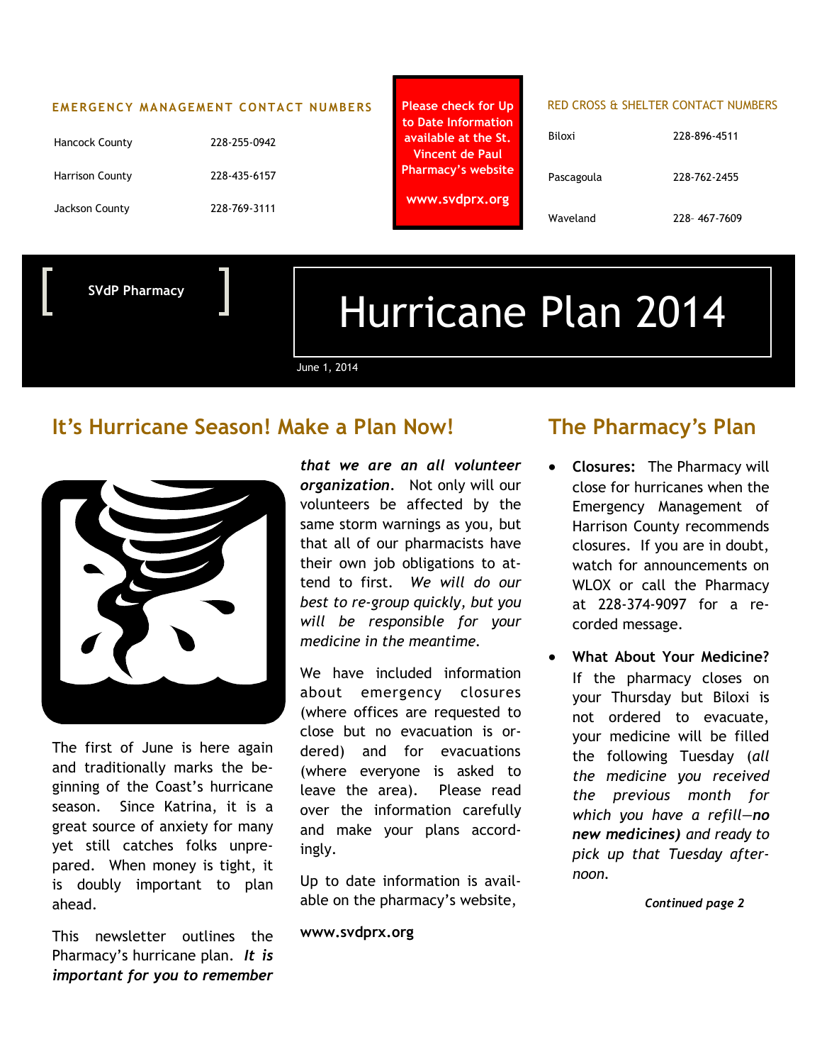**EMERGENCY MANAGEMENT CONTACT NUMBERS**

| | |
|---|---|
| Hancock County | 228-255-0942 |
| Harrison County | 228-435-6157 |
| Jackson County | 228-769-3111 |

**Please check for Up to Date Information available at the St. Vincent de Paul Pharmacy's website**

**www.svdprx.org**

RED CROSS & SHELTER CONTACT NUMBERS

| | |
|---|---|
| Biloxi | 228-896-4511 |
| Pascagoula | 228-762-2455 |
| Waveland | 228- 467-7609 |

[ **SVdP Pharmacy** ]

# Hurricane Plan 2014

June 1, 2014

## It's Hurricane Season! Make a Plan Now!

The first of June is here again and traditionally marks the beginning of the Coast's hurricane season. Since Katrina, it is a great source of anxiety for many yet still catches folks unprepared. When money is tight, it is doubly important to plan ahead.

This newsletter outlines the Pharmacy's hurricane plan. ***It is important for you to remember that we are an all volunteer organization.*** Not only will our volunteers be affected by the same storm warnings as you, but that all of our pharmacists have their own job obligations to attend to first. *We will do our best to re-group quickly, but you will be responsible for your medicine in the meantime.*

We have included information about emergency closures (where offices are requested to close but no evacuation is ordered) and for evacuations (where everyone is asked to leave the area). Please read over the information carefully and make your plans accordingly.

Up to date information is available on the pharmacy's website,

**www.svdprx.org**

## The Pharmacy's Plan

- **Closures:** The Pharmacy will close for hurricanes when the Emergency Management of Harrison County recommends closures. If you are in doubt, watch for announcements on WLOX or call the Pharmacy at 228-374-9097 for a recorded message.
- **What About Your Medicine?** If the pharmacy closes on your Thursday but Biloxi is not ordered to evacuate, your medicine will be filled the following Tuesday (*all the medicine you received the previous month for which you have a refill—**no new medicines)** and ready to pick up that Tuesday afternoon.*

***Continued page 2***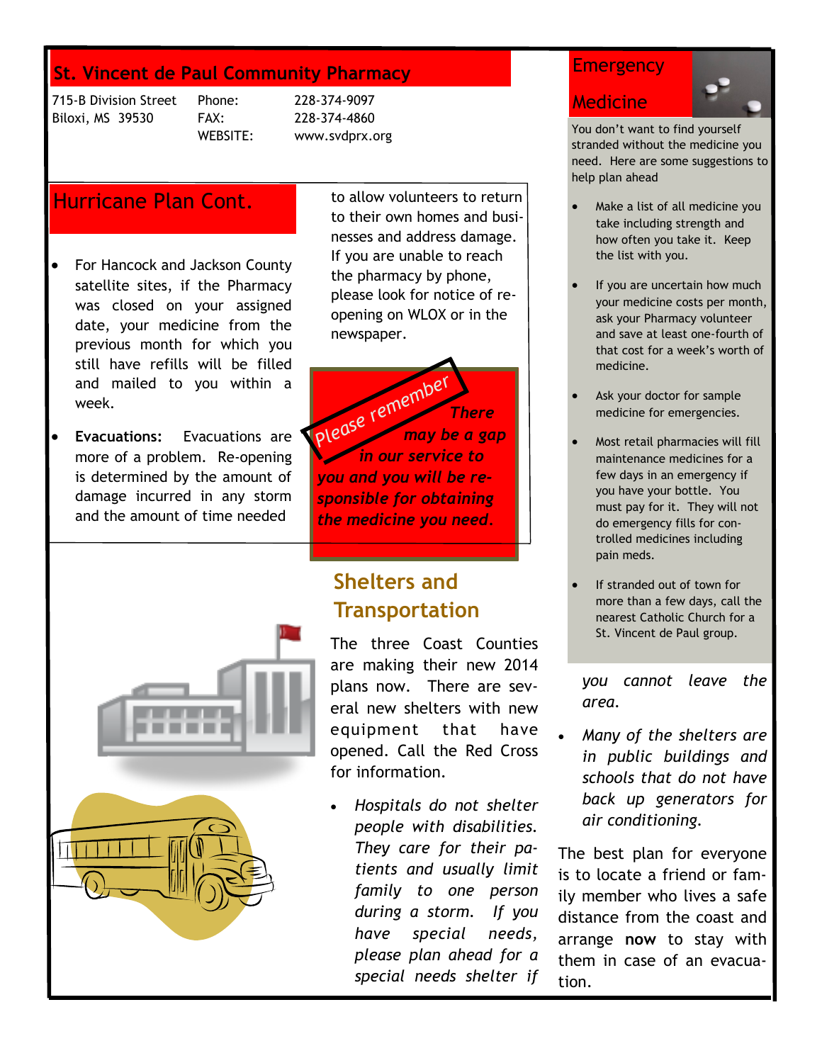## St. Vincent de Paul Community Pharmacy

715-B Division Street
Biloxi, MS 39530

Phone: 228-374-9097
FAX: 228-374-4860
WEBSITE: www.svdprx.org

## Hurricane Plan Cont.

- For Hancock and Jackson County satellite sites, if the Pharmacy was closed on your assigned date, your medicine from the previous month for which you still have refills will be filled and mailed to you within a week.
- **Evacuations:** Evacuations are more of a problem. Re-opening is determined by the amount of damage incurred in any storm and the amount of time needed to allow volunteers to return to their own homes and businesses and address damage. If you are unable to reach the pharmacy by phone, please look for notice of re-opening on WLOX or in the newspaper.

*Please remember*

***There may be a gap in our service to you and you will be responsible for obtaining the medicine you need.***

## Shelters and Transportation

The three Coast Counties are making their new 2014 plans now. There are several new shelters with new equipment that have opened. Call the Red Cross for information.

- *Hospitals do not shelter people with disabilities. They care for their patients and usually limit family to one person during a storm. If you have special needs, please plan ahead for a special needs shelter if you cannot leave the area.*
- *Many of the shelters are in public buildings and schools that do not have back up generators for air conditioning.*

The best plan for everyone is to locate a friend or family member who lives a safe distance from the coast and arrange **now** to stay with them in case of an evacuation.

## Emergency Medicine

You don't want to find yourself stranded without the medicine you need. Here are some suggestions to help plan ahead

- Make a list of all medicine you take including strength and how often you take it. Keep the list with you.
- If you are uncertain how much your medicine costs per month, ask your Pharmacy volunteer and save at least one-fourth of that cost for a week's worth of medicine.
- Ask your doctor for sample medicine for emergencies.
- Most retail pharmacies will fill maintenance medicines for a few days in an emergency if you have your bottle. You must pay for it. They will not do emergency fills for controlled medicines including pain meds.
- If stranded out of town for more than a few days, call the nearest Catholic Church for a St. Vincent de Paul group.